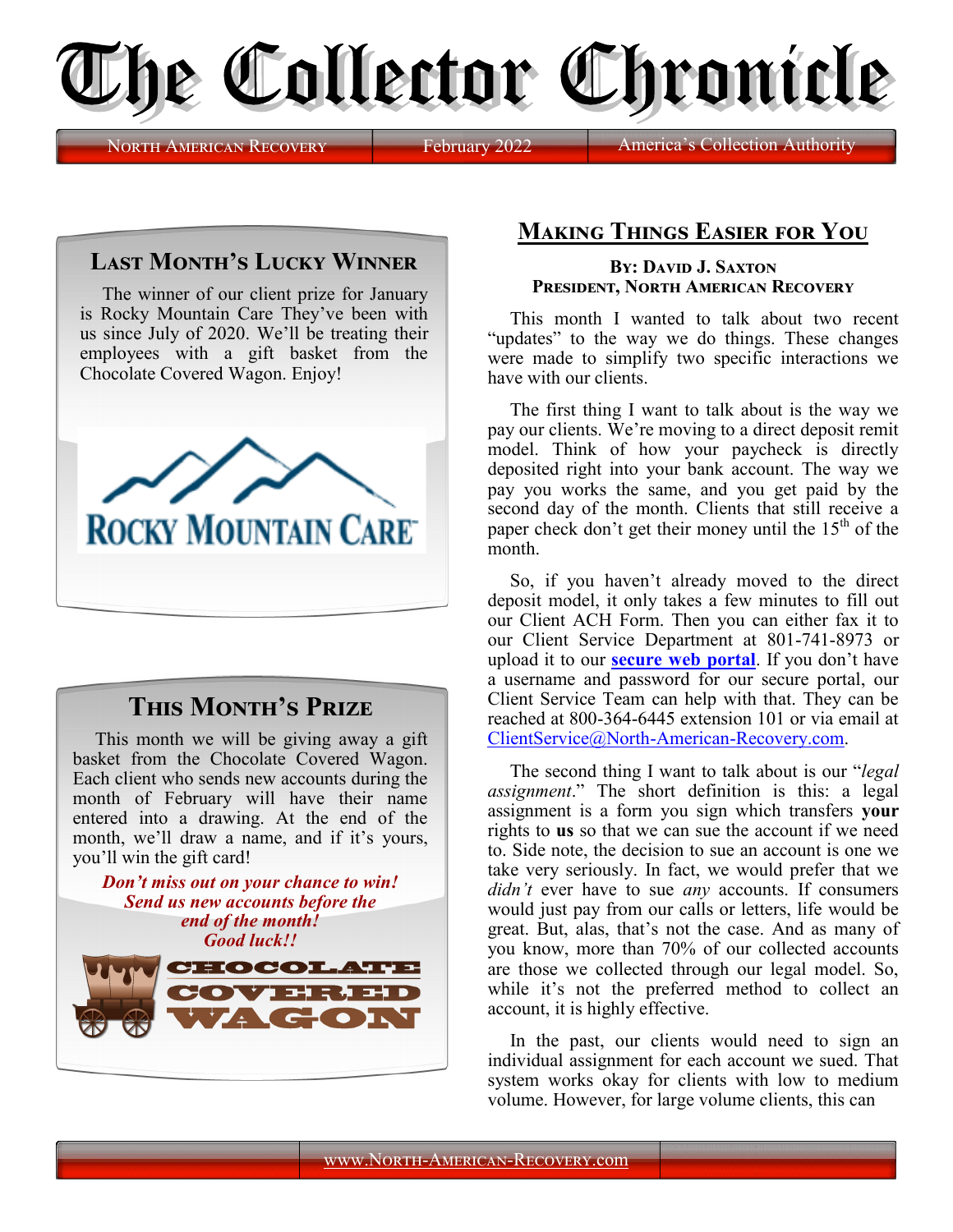# The Collector Chronicle

North American Recovery | February 2022 | America's Collection Authority

## Last Month's Lucky Winner

The winner of our client prize for January is Rocky Mountain Care They've been with us since July of 2020. We'll be treating their employees with a gift basket from the Chocolate Covered Wagon. Enjoy!

## This Month's Prize

This month we will be giving away a gift basket from the Chocolate Covered Wagon. Each client who sends new accounts during the month of February will have their name entered into a drawing. At the end of the month, we'll draw a name, and if it's yours, you'll win the gift card!

***Don't miss out on your chance to win! Send us new accounts before the end of the month! Good luck!!***

## Making Things Easier for You

**By: David J. Saxton**
**President, North American Recovery**

This month I wanted to talk about two recent "updates" to the way we do things. These changes were made to simplify two specific interactions we have with our clients.

The first thing I want to talk about is the way we pay our clients. We're moving to a direct deposit remit model. Think of how your paycheck is directly deposited right into your bank account. The way we pay you works the same, and you get paid by the second day of the month. Clients that still receive a paper check don't get their money until the 15th of the month.

So, if you haven't already moved to the direct deposit model, it only takes a few minutes to fill out our Client ACH Form. Then you can either fax it to our Client Service Department at 801-741-8973 or upload it to our **secure web portal**. If you don't have a username and password for our secure portal, our Client Service Team can help with that. They can be reached at 800-364-6445 extension 101 or via email at ClientService@North-American-Recovery.com.

The second thing I want to talk about is our "*legal assignment*." The short definition is this: a legal assignment is a form you sign which transfers **your** rights to **us** so that we can sue the account if we need to. Side note, the decision to sue an account is one we take very seriously. In fact, we would prefer that we *didn't* ever have to sue *any* accounts. If consumers would just pay from our calls or letters, life would be great. But, alas, that's not the case. And as many of you know, more than 70% of our collected accounts are those we collected through our legal model. So, while it's not the preferred method to collect an account, it is highly effective.

In the past, our clients would need to sign an individual assignment for each account we sued. That system works okay for clients with low to medium volume. However, for large volume clients, this can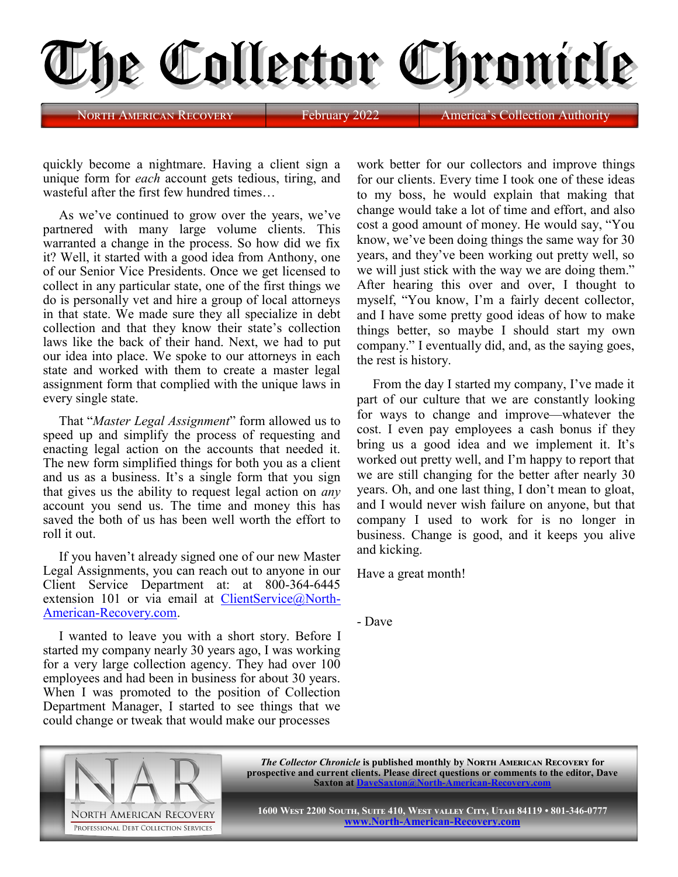quickly become a nightmare. Having a client sign a unique form for *each* account gets tedious, tiring, and wasteful after the first few hundred times…

As we've continued to grow over the years, we've partnered with many large volume clients. This warranted a change in the process. So how did we fix it? Well, it started with a good idea from Anthony, one of our Senior Vice Presidents. Once we get licensed to collect in any particular state, one of the first things we do is personally vet and hire a group of local attorneys in that state. We made sure they all specialize in debt collection and that they know their state's collection laws like the back of their hand. Next, we had to put our idea into place. We spoke to our attorneys in each state and worked with them to create a master legal assignment form that complied with the unique laws in every single state.

That "*Master Legal Assignment*" form allowed us to speed up and simplify the process of requesting and enacting legal action on the accounts that needed it. The new form simplified things for both you as a client and us as a business. It's a single form that you sign that gives us the ability to request legal action on *any* account you send us. The time and money this has saved the both of us has been well worth the effort to roll it out.

If you haven't already signed one of our new Master Legal Assignments, you can reach out to anyone in our Client Service Department at: at 800-364-6445 extension 101 or via email at [ClientService@North-American-Recovery.com](mailto:ClientService@North-American-Recovery.com).

I wanted to leave you with a short story. Before I started my company nearly 30 years ago, I was working for a very large collection agency. They had over 100 employees and had been in business for about 30 years. When I was promoted to the position of Collection Department Manager, I started to see things that we could change or tweak that would make our processes work better for our collectors and improve things for our clients. Every time I took one of these ideas to my boss, he would explain that making that change would take a lot of time and effort, and also cost a good amount of money. He would say, "You know, we've been doing things the same way for 30 years, and they've been working out pretty well, so we will just stick with the way we are doing them." After hearing this over and over, I thought to myself, "You know, I'm a fairly decent collector, and I have some pretty good ideas of how to make things better, so maybe I should start my own company." I eventually did, and, as the saying goes, the rest is history.

From the day I started my company, I've made it part of our culture that we are constantly looking for ways to change and improve—whatever the cost. I even pay employees a cash bonus if they bring us a good idea and we implement it. It's worked out pretty well, and I'm happy to report that we are still changing for the better after nearly 30 years. Oh, and one last thing, I don't mean to gloat, and I would never wish failure on anyone, but that company I used to work for is no longer in business. Change is good, and it keeps you alive and kicking.

Have a great month!

- Dave

**_The Collector Chronicle_ is published monthly by North American Recovery for prospective and current clients. Please direct questions or comments to the editor, Dave Saxton at [DaveSaxton@North-American-Recovery.com](mailto:DaveSaxton@North-American-Recovery.com)**

**1600 West 2200 South, Suite 410, West valley City, Utah 84119 • 801-346-0777**
**[www.North-American-Recovery.com](http://www.North-American-Recovery.com)**